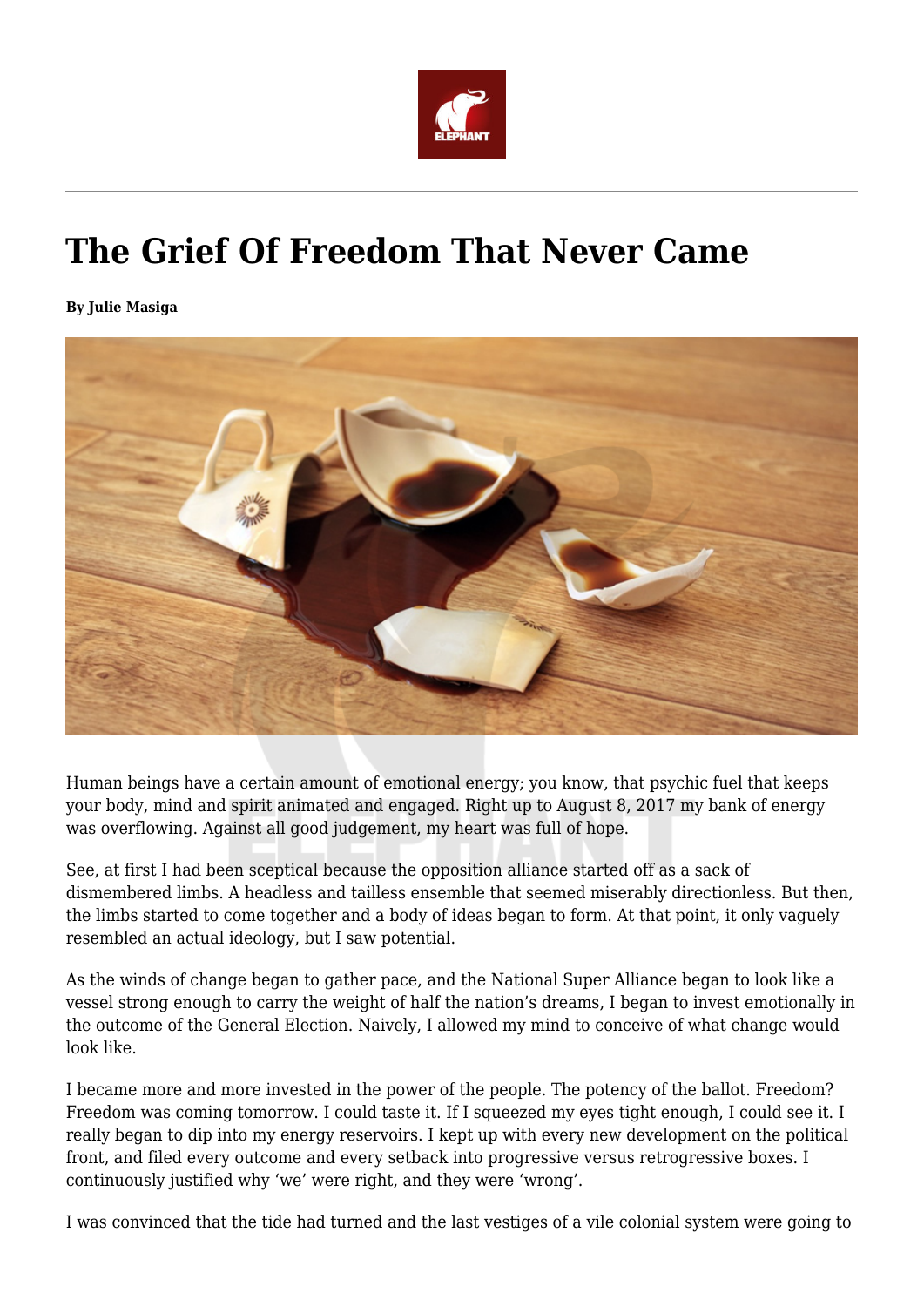# The Grief Of Freedom That Never Came

**By Julie Masiga**

Human beings have a certain amount of emotional energy; you know, that psychic fuel that keeps your body, mind and spirit animated and engaged. Right up to August 8, 2017 my bank of energy was overflowing. Against all good judgement, my heart was full of hope.

See, at first I had been sceptical because the opposition alliance started off as a sack of dismembered limbs. A headless and tailless ensemble that seemed miserably directionless. But then, the limbs started to come together and a body of ideas began to form. At that point, it only vaguely resembled an actual ideology, but I saw potential.

As the winds of change began to gather pace, and the National Super Alliance began to look like a vessel strong enough to carry the weight of half the nation's dreams, I began to invest emotionally in the outcome of the General Election. Naively, I allowed my mind to conceive of what change would look like.

I became more and more invested in the power of the people. The potency of the ballot. Freedom? Freedom was coming tomorrow. I could taste it. If I squeezed my eyes tight enough, I could see it. I really began to dip into my energy reservoirs. I kept up with every new development on the political front, and filed every outcome and every setback into progressive versus retrogressive boxes. I continuously justified why 'we' were right, and they were 'wrong'.

I was convinced that the tide had turned and the last vestiges of a vile colonial system were going to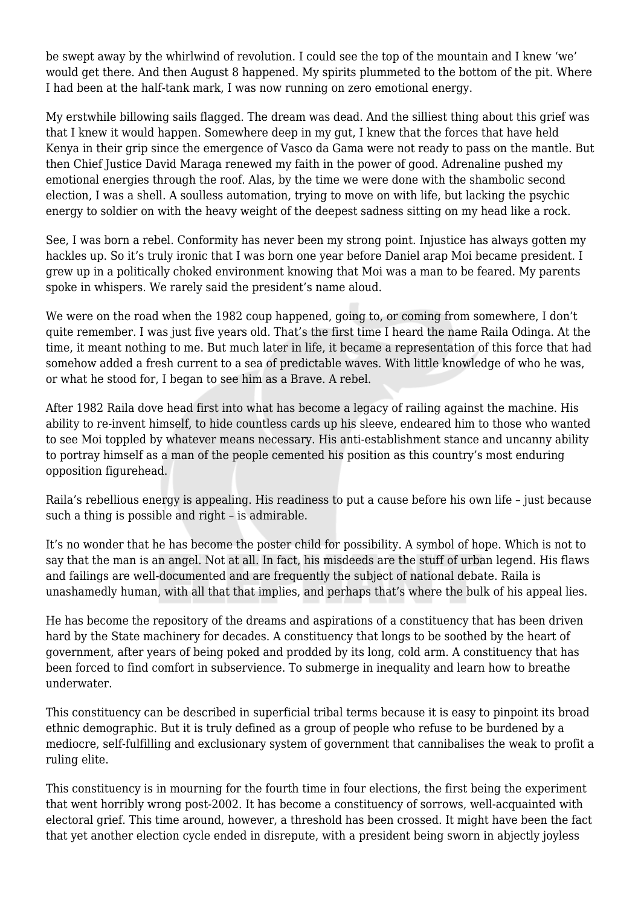be swept away by the whirlwind of revolution. I could see the top of the mountain and I knew 'we' would get there. And then August 8 happened. My spirits plummeted to the bottom of the pit. Where I had been at the half-tank mark, I was now running on zero emotional energy.

My erstwhile billowing sails flagged. The dream was dead. And the silliest thing about this grief was that I knew it would happen. Somewhere deep in my gut, I knew that the forces that have held Kenya in their grip since the emergence of Vasco da Gama were not ready to pass on the mantle. But then Chief Justice David Maraga renewed my faith in the power of good. Adrenaline pushed my emotional energies through the roof. Alas, by the time we were done with the shambolic second election, I was a shell. A soulless automation, trying to move on with life, but lacking the psychic energy to soldier on with the heavy weight of the deepest sadness sitting on my head like a rock.

See, I was born a rebel. Conformity has never been my strong point. Injustice has always gotten my hackles up. So it's truly ironic that I was born one year before Daniel arap Moi became president. I grew up in a politically choked environment knowing that Moi was a man to be feared. My parents spoke in whispers. We rarely said the president's name aloud.

We were on the road when the 1982 coup happened, going to, or coming from somewhere, I don't quite remember. I was just five years old. That's the first time I heard the name Raila Odinga. At the time, it meant nothing to me. But much later in life, it became a representation of this force that had somehow added a fresh current to a sea of predictable waves. With little knowledge of who he was, or what he stood for, I began to see him as a Brave. A rebel.

After 1982 Raila dove head first into what has become a legacy of railing against the machine. His ability to re-invent himself, to hide countless cards up his sleeve, endeared him to those who wanted to see Moi toppled by whatever means necessary. His anti-establishment stance and uncanny ability to portray himself as a man of the people cemented his position as this country's most enduring opposition figurehead.

Raila's rebellious energy is appealing. His readiness to put a cause before his own life – just because such a thing is possible and right – is admirable.

It's no wonder that he has become the poster child for possibility. A symbol of hope. Which is not to say that the man is an angel. Not at all. In fact, his misdeeds are the stuff of urban legend. His flaws and failings are well-documented and are frequently the subject of national debate. Raila is unashamedly human, with all that that implies, and perhaps that's where the bulk of his appeal lies.

He has become the repository of the dreams and aspirations of a constituency that has been driven hard by the State machinery for decades. A constituency that longs to be soothed by the heart of government, after years of being poked and prodded by its long, cold arm. A constituency that has been forced to find comfort in subservience. To submerge in inequality and learn how to breathe underwater.

This constituency can be described in superficial tribal terms because it is easy to pinpoint its broad ethnic demographic. But it is truly defined as a group of people who refuse to be burdened by a mediocre, self-fulfilling and exclusionary system of government that cannibalises the weak to profit a ruling elite.

This constituency is in mourning for the fourth time in four elections, the first being the experiment that went horribly wrong post-2002. It has become a constituency of sorrows, well-acquainted with electoral grief. This time around, however, a threshold has been crossed. It might have been the fact that yet another election cycle ended in disrepute, with a president being sworn in abjectly joyless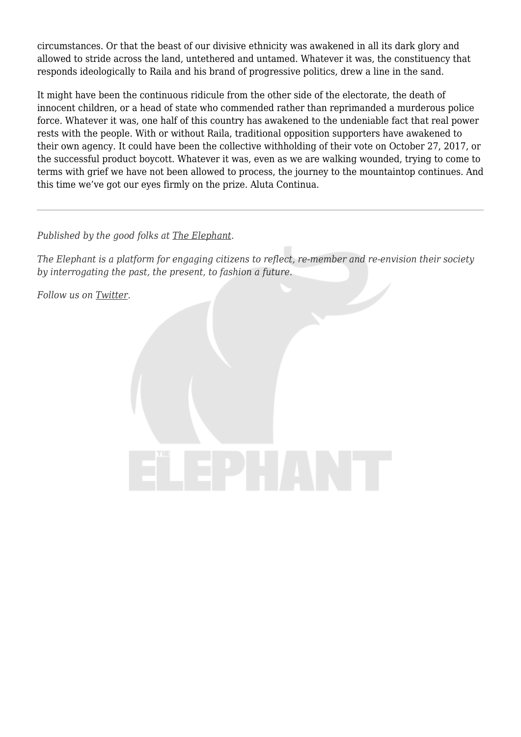circumstances. Or that the beast of our divisive ethnicity was awakened in all its dark glory and allowed to stride across the land, untethered and untamed. Whatever it was, the constituency that responds ideologically to Raila and his brand of progressive politics, drew a line in the sand.

It might have been the continuous ridicule from the other side of the electorate, the death of innocent children, or a head of state who commended rather than reprimanded a murderous police force. Whatever it was, one half of this country has awakened to the undeniable fact that real power rests with the people. With or without Raila, traditional opposition supporters have awakened to their own agency. It could have been the collective withholding of their vote on October 27, 2017, or the successful product boycott. Whatever it was, even as we are walking wounded, trying to come to terms with grief we have not been allowed to process, the journey to the mountaintop continues. And this time we've got our eyes firmly on the prize. Aluta Continua.

---

*Published by the good folks at The Elephant.*

*The Elephant is a platform for engaging citizens to reflect, re-member and re-envision their society by interrogating the past, the present, to fashion a future.*

*Follow us on Twitter.*